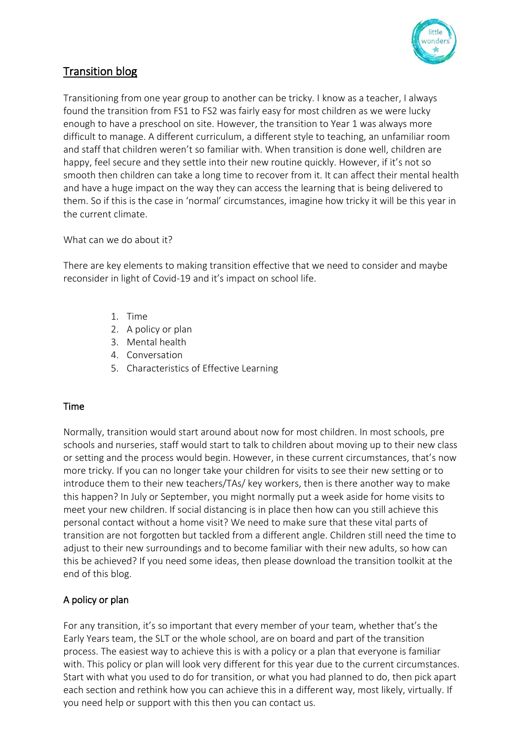# Transition blog

Transitioning from one year group to another can be tricky. I know as a teacher, I always found the transition from FS1 to FS2 was fairly easy for most children as we were lucky enough to have a preschool on site. However, the transition to Year 1 was always more difficult to manage. A different curriculum, a different style to teaching, an unfamiliar room and staff that children weren't so familiar with. When transition is done well, children are happy, feel secure and they settle into their new routine quickly. However, if it's not so smooth then children can take a long time to recover from it. It can affect their mental health and have a huge impact on the way they can access the learning that is being delivered to them. So if this is the case in 'normal' circumstances, imagine how tricky it will be this year in the current climate.

What can we do about it?

There are key elements to making transition effective that we need to consider and maybe reconsider in light of Covid-19 and it's impact on school life.

1. Time
2. A policy or plan
3. Mental health
4. Conversation
5. Characteristics of Effective Learning

## Time

Normally, transition would start around about now for most children. In most schools, pre schools and nurseries, staff would start to talk to children about moving up to their new class or setting and the process would begin. However, in these current circumstances, that's now more tricky. If you can no longer take your children for visits to see their new setting or to introduce them to their new teachers/TAs/ key workers, then is there another way to make this happen? In July or September, you might normally put a week aside for home visits to meet your new children. If social distancing is in place then how can you still achieve this personal contact without a home visit? We need to make sure that these vital parts of transition are not forgotten but tackled from a different angle. Children still need the time to adjust to their new surroundings and to become familiar with their new adults, so how can this be achieved? If you need some ideas, then please download the transition toolkit at the end of this blog.

## A policy or plan

For any transition, it's so important that every member of your team, whether that's the Early Years team, the SLT or the whole school, are on board and part of the transition process. The easiest way to achieve this is with a policy or a plan that everyone is familiar with. This policy or plan will look very different for this year due to the current circumstances. Start with what you used to do for transition, or what you had planned to do, then pick apart each section and rethink how you can achieve this in a different way, most likely, virtually. If you need help or support with this then you can contact us.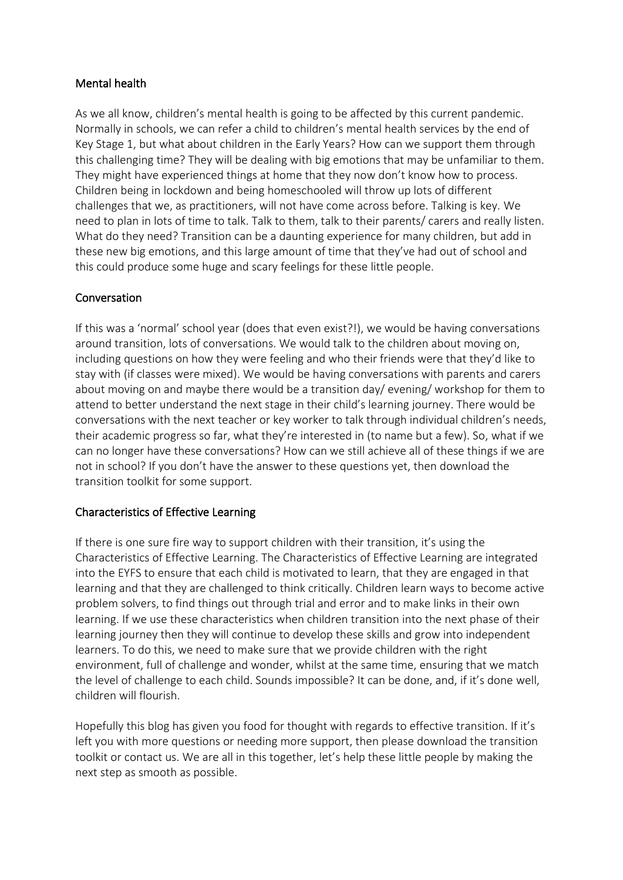## Mental health

As we all know, children's mental health is going to be affected by this current pandemic. Normally in schools, we can refer a child to children's mental health services by the end of Key Stage 1, but what about children in the Early Years? How can we support them through this challenging time? They will be dealing with big emotions that may be unfamiliar to them. They might have experienced things at home that they now don't know how to process. Children being in lockdown and being homeschooled will throw up lots of different challenges that we, as practitioners, will not have come across before. Talking is key. We need to plan in lots of time to talk. Talk to them, talk to their parents/ carers and really listen. What do they need? Transition can be a daunting experience for many children, but add in these new big emotions, and this large amount of time that they've had out of school and this could produce some huge and scary feelings for these little people.

## Conversation

If this was a 'normal' school year (does that even exist?!), we would be having conversations around transition, lots of conversations. We would talk to the children about moving on, including questions on how they were feeling and who their friends were that they'd like to stay with (if classes were mixed). We would be having conversations with parents and carers about moving on and maybe there would be a transition day/ evening/ workshop for them to attend to better understand the next stage in their child's learning journey. There would be conversations with the next teacher or key worker to talk through individual children's needs, their academic progress so far, what they're interested in (to name but a few). So, what if we can no longer have these conversations? How can we still achieve all of these things if we are not in school? If you don't have the answer to these questions yet, then download the transition toolkit for some support.

## Characteristics of Effective Learning

If there is one sure fire way to support children with their transition, it's using the Characteristics of Effective Learning. The Characteristics of Effective Learning are integrated into the EYFS to ensure that each child is motivated to learn, that they are engaged in that learning and that they are challenged to think critically. Children learn ways to become active problem solvers, to find things out through trial and error and to make links in their own learning. If we use these characteristics when children transition into the next phase of their learning journey then they will continue to develop these skills and grow into independent learners. To do this, we need to make sure that we provide children with the right environment, full of challenge and wonder, whilst at the same time, ensuring that we match the level of challenge to each child. Sounds impossible? It can be done, and, if it's done well, children will flourish.

Hopefully this blog has given you food for thought with regards to effective transition. If it's left you with more questions or needing more support, then please download the transition toolkit or contact us. We are all in this together, let's help these little people by making the next step as smooth as possible.